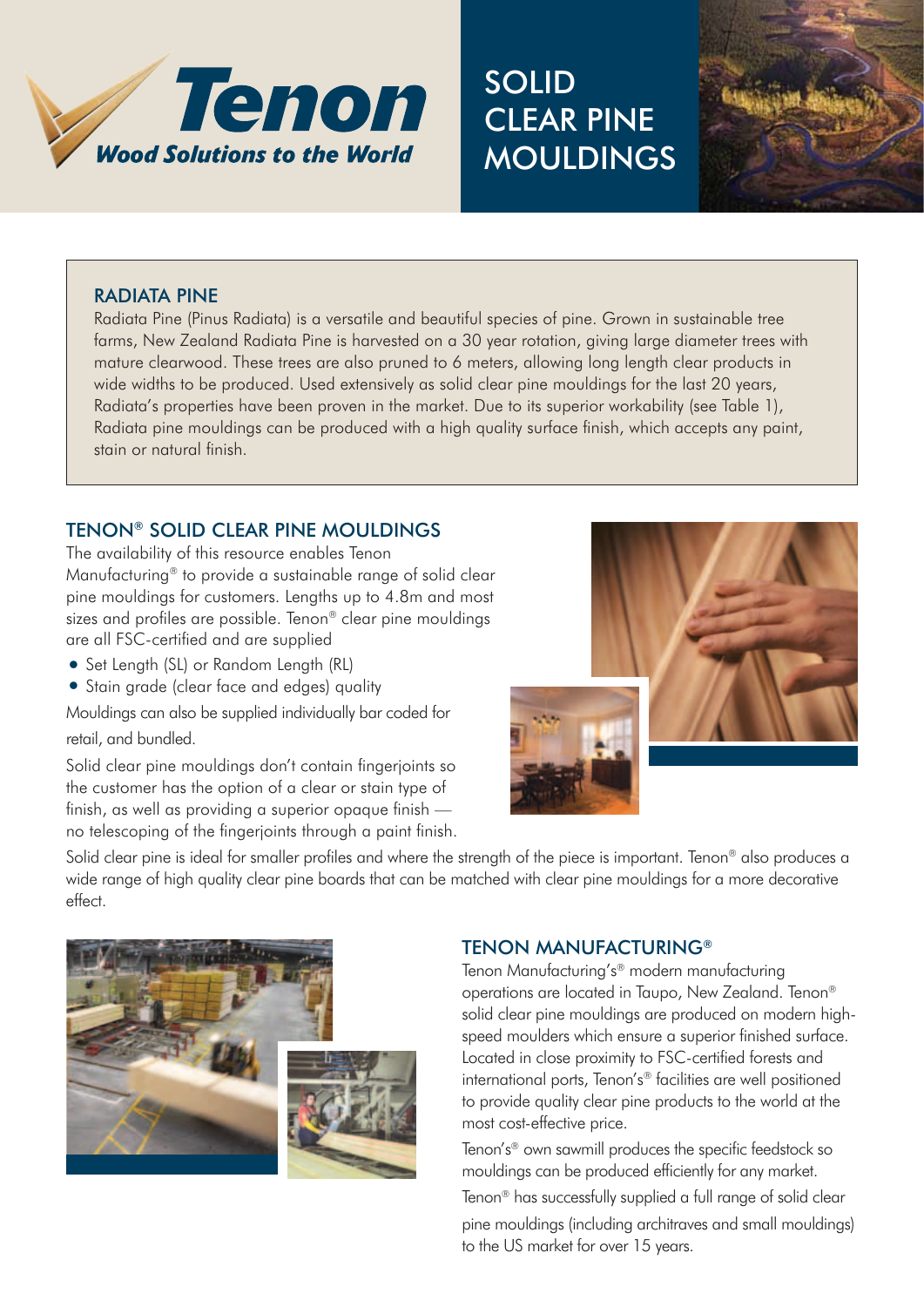# Tenon

*Wood Solutions to the World*

# SOLID CLEAR PINE MOULDINGS

## RADIATA PINE

Radiata Pine (Pinus Radiata) is a versatile and beautiful species of pine. Grown in sustainable tree farms, New Zealand Radiata Pine is harvested on a 30 year rotation, giving large diameter trees with mature clearwood. These trees are also pruned to 6 meters, allowing long length clear products in wide widths to be produced. Used extensively as solid clear pine mouldings for the last 20 years, Radiata's properties have been proven in the market. Due to its superior workability (see Table 1), Radiata pine mouldings can be produced with a high quality surface finish, which accepts any paint, stain or natural finish.

## TENON® SOLID CLEAR PINE MOULDINGS

The availability of this resource enables Tenon Manufacturing® to provide a sustainable range of solid clear pine mouldings for customers. Lengths up to 4.8m and most sizes and profiles are possible. Tenon® clear pine mouldings are all FSC-certified and are supplied

- Set Length (SL) or Random Length (RL)
- Stain grade (clear face and edges) quality

Mouldings can also be supplied individually bar coded for retail, and bundled.

Solid clear pine mouldings don't contain fingerjoints so the customer has the option of a clear or stain type of finish, as well as providing a superior opaque finish — no telescoping of the fingerjoints through a paint finish.

Solid clear pine is ideal for smaller profiles and where the strength of the piece is important. Tenon® also produces a wide range of high quality clear pine boards that can be matched with clear pine mouldings for a more decorative effect.

## TENON MANUFACTURING®

Tenon Manufacturing's® modern manufacturing operations are located in Taupo, New Zealand. Tenon® solid clear pine mouldings are produced on modern high-speed moulders which ensure a superior finished surface. Located in close proximity to FSC-certified forests and international ports, Tenon's® facilities are well positioned to provide quality clear pine products to the world at the most cost-effective price.

Tenon's® own sawmill produces the specific feedstock so mouldings can be produced efficiently for any market.

Tenon® has successfully supplied a full range of solid clear pine mouldings (including architraves and small mouldings) to the US market for over 15 years.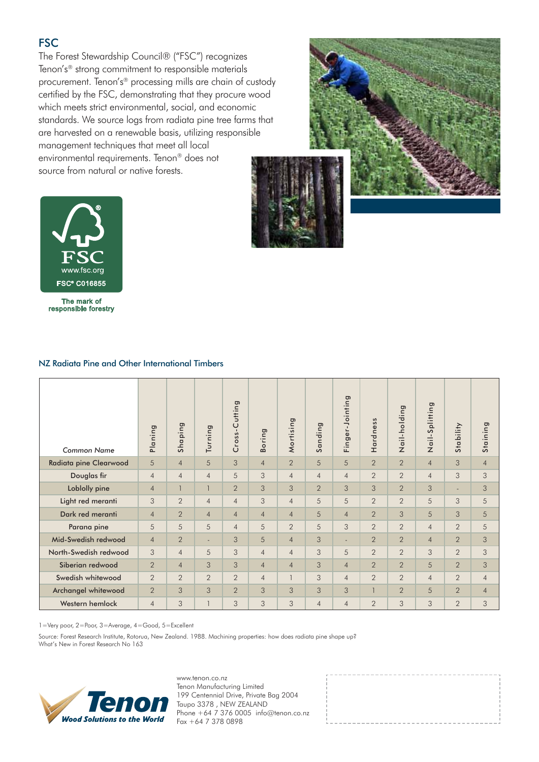## FSC

The Forest Stewardship Council® ("FSC") recognizes Tenon's® strong commitment to responsible materials procurement. Tenon's® processing mills are chain of custody certified by the FSC, demonstrating that they procure wood which meets strict environmental, social, and economic standards. We source logs from radiata pine tree farms that are harvested on a renewable basis, utilizing responsible management techniques that meet all local environmental requirements. Tenon® does not source from natural or native forests.

FSC
www.fsc.org
FSC® C016855

The mark of responsible forestry

### NZ Radiata Pine and Other International Timbers

| *Common Name* | Planing | Shaping | Turning | Cross-Cutting | Boring | Mortising | Sanding | Finger-Jointing | Hardness | Nail-holding | Nail-Splitting | Stability | Staining |
|---|---|---|---|---|---|---|---|---|---|---|---|---|---|
| Radiata pine Clearwood | 5 | 4 | 5 | 3 | 4 | 2 | 5 | 5 | 2 | 2 | 4 | 3 | 4 |
| Douglas fir | 4 | 4 | 4 | 5 | 3 | 4 | 4 | 4 | 2 | 2 | 4 | 3 | 3 |
| Loblolly pine | 4 | 1 | 1 | 2 | 3 | 3 | 2 | 3 | 3 | 2 | 3 | - | 3 |
| Light red meranti | 3 | 2 | 4 | 4 | 3 | 4 | 5 | 5 | 2 | 2 | 5 | 3 | 5 |
| Dark red meranti | 4 | 2 | 4 | 4 | 4 | 4 | 5 | 4 | 2 | 3 | 5 | 3 | 5 |
| Parana pine | 5 | 5 | 5 | 4 | 5 | 2 | 5 | 3 | 2 | 2 | 4 | 2 | 5 |
| Mid-Swedish redwood | 4 | 2 | - | 3 | 5 | 4 | 3 | - | 2 | 2 | 4 | 2 | 3 |
| North-Swedish redwood | 3 | 4 | 5 | 3 | 4 | 4 | 3 | 5 | 2 | 2 | 3 | 2 | 3 |
| Siberian redwood | 2 | 4 | 3 | 3 | 4 | 4 | 3 | 4 | 2 | 2 | 5 | 2 | 3 |
| Swedish whitewood | 2 | 2 | 2 | 2 | 4 | 1 | 3 | 4 | 2 | 2 | 4 | 2 | 4 |
| Archangel whitewood | 2 | 3 | 3 | 2 | 3 | 3 | 3 | 3 | 1 | 2 | 5 | 2 | 4 |
| Western hemlock | 4 | 3 | 1 | 3 | 3 | 3 | 4 | 4 | 2 | 3 | 3 | 2 | 3 |

1=Very poor, 2=Poor, 3=Average, 4=Good, 5=Excellent

Source: Forest Research Institute, Rotorua, New Zealand. 1988. Machining properties: how does radiata pine shape up? What's New in Forest Research No 163

Tenon
Wood Solutions to the World

www.tenon.co.nz
Tenon Manufacturing Limited
199 Centennial Drive, Private Bag 2004
Taupo 3378 , NEW ZEALAND
Phone +64 7 376 0005 info@tenon.co.nz
Fax +64 7 378 0898